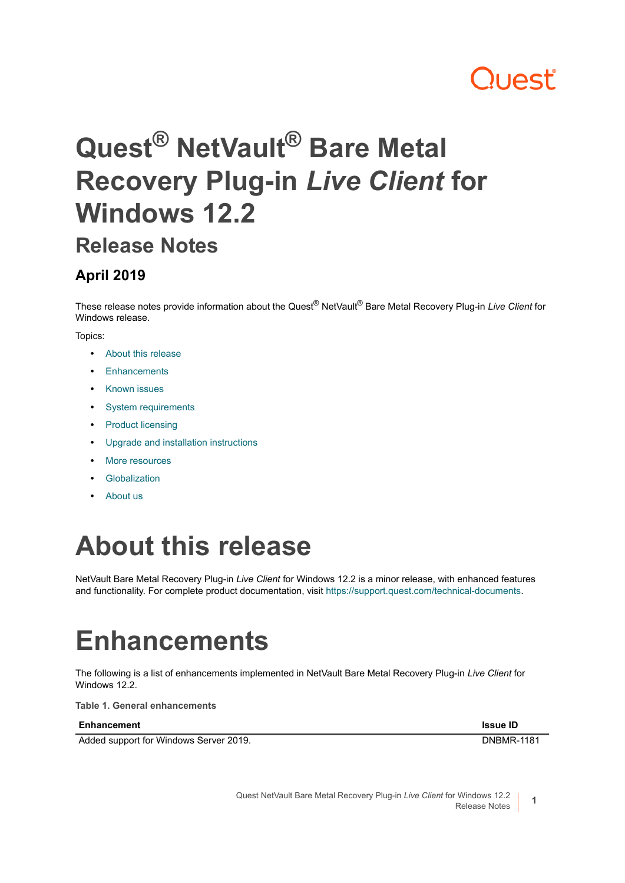Quest

# Quest® NetVault® Bare Metal Recovery Plug-in *Live Client* for Windows 12.2

## Release Notes

### April 2019

These release notes provide information about the Quest® NetVault® Bare Metal Recovery Plug-in *Live Client* for Windows release.

Topics:

- About this release
- Enhancements
- Known issues
- System requirements
- Product licensing
- Upgrade and installation instructions
- More resources
- Globalization
- About us

# About this release

NetVault Bare Metal Recovery Plug-in *Live Client* for Windows 12.2 is a minor release, with enhanced features and functionality. For complete product documentation, visit https://support.quest.com/technical-documents.

# Enhancements

The following is a list of enhancements implemented in NetVault Bare Metal Recovery Plug-in *Live Client* for Windows 12.2.

**Table 1. General enhancements**

| Enhancement | Issue ID |
|---|---|
| Added support for Windows Server 2019. | DNBMR-1181 |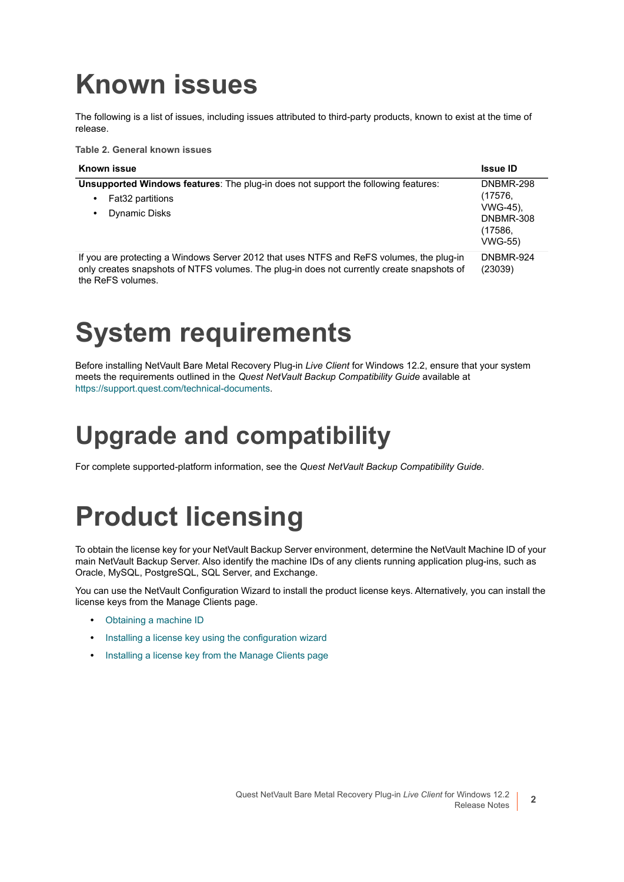# Known issues

The following is a list of issues, including issues attributed to third-party products, known to exist at the time of release.

**Table 2. General known issues**

| Known issue | Issue ID |
|---|---|
| **Unsupported Windows features**: The plug-in does not support the following features:<br>• Fat32 partitions<br>• Dynamic Disks | DNBMR-298 (17576, VWG-45), DNBMR-308 (17586, VWG-55) |
| If you are protecting a Windows Server 2012 that uses NTFS and ReFS volumes, the plug-in only creates snapshots of NTFS volumes. The plug-in does not currently create snapshots of the ReFS volumes. | DNBMR-924 (23039) |

# System requirements

Before installing NetVault Bare Metal Recovery Plug-in *Live Client* for Windows 12.2, ensure that your system meets the requirements outlined in the *Quest NetVault Backup Compatibility Guide* available at https://support.quest.com/technical-documents.

# Upgrade and compatibility

For complete supported-platform information, see the *Quest NetVault Backup Compatibility Guide*.

# Product licensing

To obtain the license key for your NetVault Backup Server environment, determine the NetVault Machine ID of your main NetVault Backup Server. Also identify the machine IDs of any clients running application plug-ins, such as Oracle, MySQL, PostgreSQL, SQL Server, and Exchange.

You can use the NetVault Configuration Wizard to install the product license keys. Alternatively, you can install the license keys from the Manage Clients page.

- Obtaining a machine ID
- Installing a license key using the configuration wizard
- Installing a license key from the Manage Clients page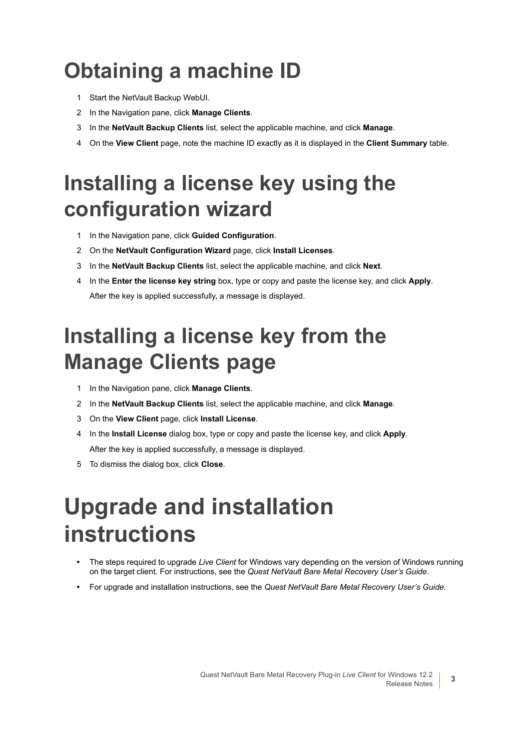# Obtaining a machine ID

1. Start the NetVault Backup WebUI.
2. In the Navigation pane, click **Manage Clients**.
3. In the **NetVault Backup Clients** list, select the applicable machine, and click **Manage**.
4. On the **View Client** page, note the machine ID exactly as it is displayed in the **Client Summary** table.

# Installing a license key using the configuration wizard

1. In the Navigation pane, click **Guided Configuration**.
2. On the **NetVault Configuration Wizard** page, click **Install Licenses**.
3. In the **NetVault Backup Clients** list, select the applicable machine, and click **Next**.
4. In the **Enter the license key string** box, type or copy and paste the license key, and click **Apply**.
   After the key is applied successfully, a message is displayed.

# Installing a license key from the Manage Clients page

1. In the Navigation pane, click **Manage Clients**.
2. In the **NetVault Backup Clients** list, select the applicable machine, and click **Manage**.
3. On the **View Client** page, click **Install License**.
4. In the **Install License** dialog box, type or copy and paste the license key, and click **Apply**.
   After the key is applied successfully, a message is displayed.
5. To dismiss the dialog box, click **Close**.

# Upgrade and installation instructions

- The steps required to upgrade *Live Client* for Windows vary depending on the version of Windows running on the target client. For instructions, see the *Quest NetVault Bare Metal Recovery User's Guide*.
- For upgrade and installation instructions, see the *Quest NetVault Bare Metal Recovery User's Guide*.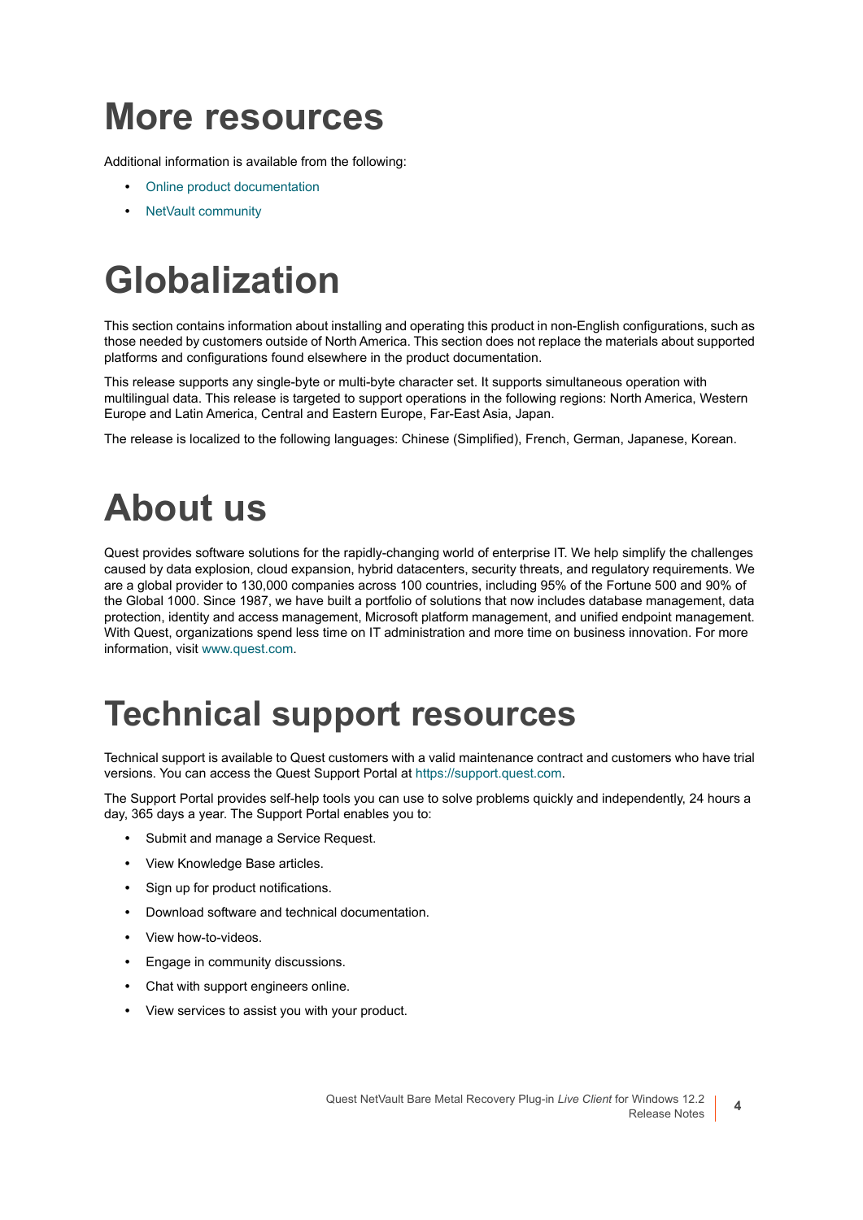# More resources

Additional information is available from the following:

- Online product documentation
- NetVault community

# Globalization

This section contains information about installing and operating this product in non-English configurations, such as those needed by customers outside of North America. This section does not replace the materials about supported platforms and configurations found elsewhere in the product documentation.

This release supports any single-byte or multi-byte character set. It supports simultaneous operation with multilingual data. This release is targeted to support operations in the following regions: North America, Western Europe and Latin America, Central and Eastern Europe, Far-East Asia, Japan.

The release is localized to the following languages: Chinese (Simplified), French, German, Japanese, Korean.

# About us

Quest provides software solutions for the rapidly-changing world of enterprise IT. We help simplify the challenges caused by data explosion, cloud expansion, hybrid datacenters, security threats, and regulatory requirements. We are a global provider to 130,000 companies across 100 countries, including 95% of the Fortune 500 and 90% of the Global 1000. Since 1987, we have built a portfolio of solutions that now includes database management, data protection, identity and access management, Microsoft platform management, and unified endpoint management. With Quest, organizations spend less time on IT administration and more time on business innovation. For more information, visit www.quest.com.

# Technical support resources

Technical support is available to Quest customers with a valid maintenance contract and customers who have trial versions. You can access the Quest Support Portal at https://support.quest.com.

The Support Portal provides self-help tools you can use to solve problems quickly and independently, 24 hours a day, 365 days a year. The Support Portal enables you to:

- Submit and manage a Service Request.
- View Knowledge Base articles.
- Sign up for product notifications.
- Download software and technical documentation.
- View how-to-videos.
- Engage in community discussions.
- Chat with support engineers online.
- View services to assist you with your product.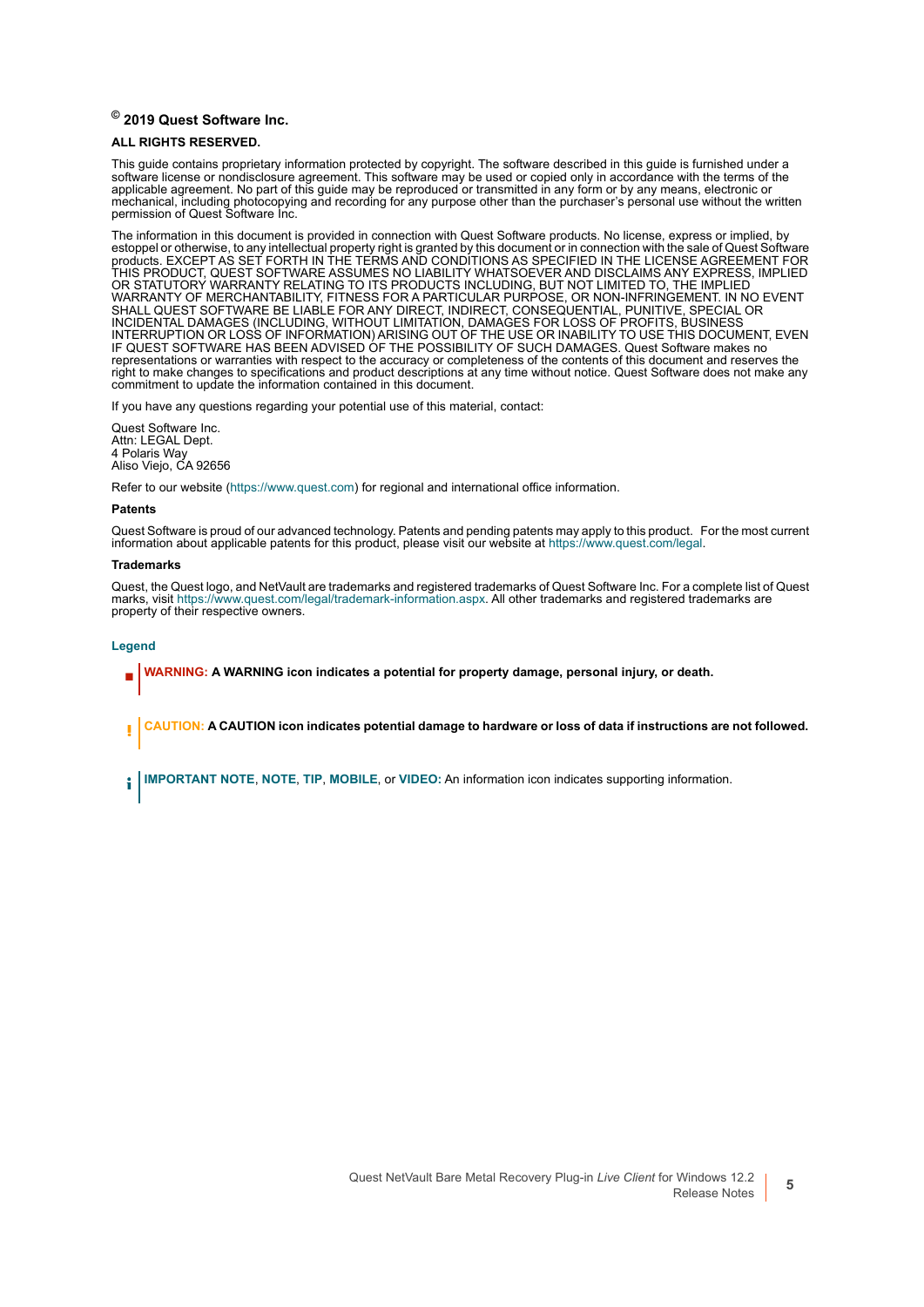**© 2019 Quest Software Inc.**

**ALL RIGHTS RESERVED.**

This guide contains proprietary information protected by copyright. The software described in this guide is furnished under a software license or nondisclosure agreement. This software may be used or copied only in accordance with the terms of the applicable agreement. No part of this guide may be reproduced or transmitted in any form or by any means, electronic or mechanical, including photocopying and recording for any purpose other than the purchaser's personal use without the written permission of Quest Software Inc.

The information in this document is provided in connection with Quest Software products. No license, express or implied, by estoppel or otherwise, to any intellectual property right is granted by this document or in connection with the sale of Quest Software products. EXCEPT AS SET FORTH IN THE TERMS AND CONDITIONS AS SPECIFIED IN THE LICENSE AGREEMENT FOR THIS PRODUCT, QUEST SOFTWARE ASSUMES NO LIABILITY WHATSOEVER AND DISCLAIMS ANY EXPRESS, IMPLIED OR STATUTORY WARRANTY RELATING TO ITS PRODUCTS INCLUDING, BUT NOT LIMITED TO, THE IMPLIED WARRANTY OF MERCHANTABILITY, FITNESS FOR A PARTICULAR PURPOSE, OR NON-INFRINGEMENT. IN NO EVENT SHALL QUEST SOFTWARE BE LIABLE FOR ANY DIRECT, INDIRECT, CONSEQUENTIAL, PUNITIVE, SPECIAL OR INCIDENTAL DAMAGES (INCLUDING, WITHOUT LIMITATION, DAMAGES FOR LOSS OF PROFITS, BUSINESS INTERRUPTION OR LOSS OF INFORMATION) ARISING OUT OF THE USE OR INABILITY TO USE THIS DOCUMENT, EVEN IF QUEST SOFTWARE HAS BEEN ADVISED OF THE POSSIBILITY OF SUCH DAMAGES. Quest Software makes no representations or warranties with respect to the accuracy or completeness of the contents of this document and reserves the right to make changes to specifications and product descriptions at any time without notice. Quest Software does not make any commitment to update the information contained in this document.

If you have any questions regarding your potential use of this material, contact:

Quest Software Inc.
Attn: LEGAL Dept.
4 Polaris Way
Aliso Viejo, CA 92656

Refer to our website (https://www.quest.com) for regional and international office information.

**Patents**

Quest Software is proud of our advanced technology. Patents and pending patents may apply to this product. For the most current information about applicable patents for this product, please visit our website at https://www.quest.com/legal.

**Trademarks**

Quest, the Quest logo, and NetVault are trademarks and registered trademarks of Quest Software Inc. For a complete list of Quest marks, visit https://www.quest.com/legal/trademark-information.aspx. All other trademarks and registered trademarks are property of their respective owners.

**Legend**

**WARNING: A WARNING icon indicates a potential for property damage, personal injury, or death.**

**CAUTION: A CAUTION icon indicates potential damage to hardware or loss of data if instructions are not followed.**

**IMPORTANT NOTE**, **NOTE**, **TIP**, **MOBILE**, or **VIDEO:** An information icon indicates supporting information.